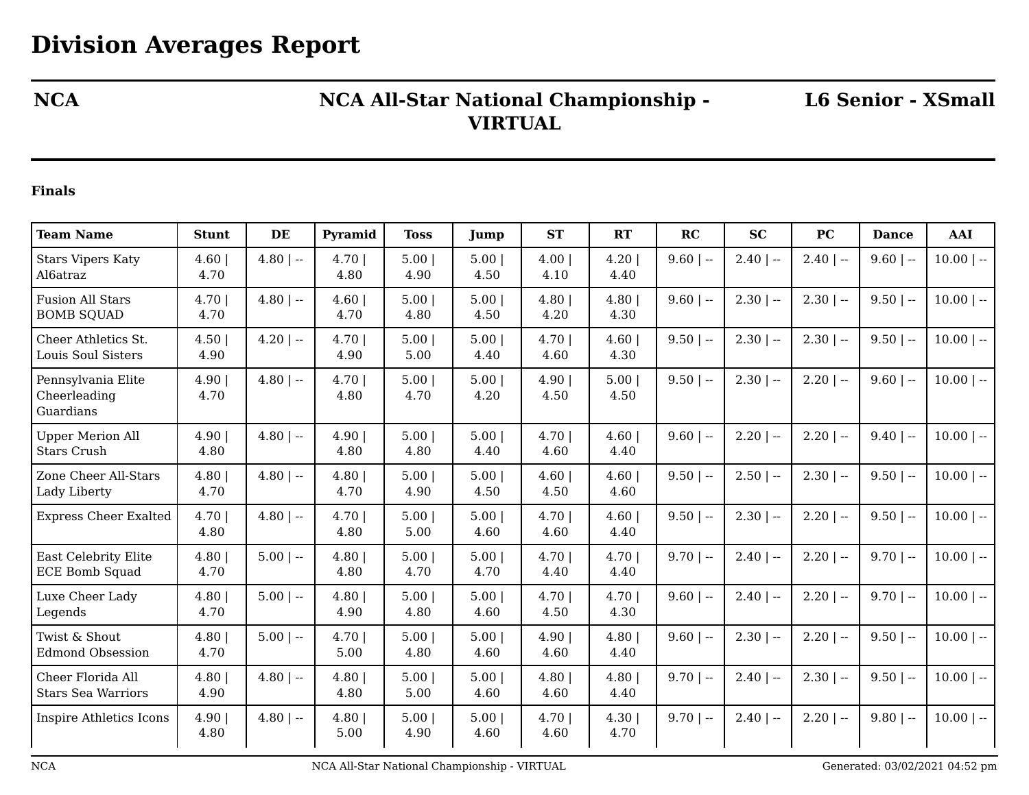# Division Averages Report

**NCA** | **NCA All-Star National Championship - VIRTUAL** | **L6 Senior - XSmall**

**Finals**

| Team Name | Stunt | DE | Pyramid | Toss | Jump | ST | RT | RC | SC | PC | Dance | AAI |
|---|---|---|---|---|---|---|---|---|---|---|---|---|
| Stars Vipers Katy Al6atraz | 4.60 \| 4.70 | 4.80 \| -- | 4.70 \| 4.80 | 5.00 \| 4.90 | 5.00 \| 4.50 | 4.00 \| 4.10 | 4.20 \| 4.40 | 9.60 \| -- | 2.40 \| -- | 2.40 \| -- | 9.60 \| -- | 10.00 \| -- |
| Fusion All Stars BOMB SQUAD | 4.70 \| 4.70 | 4.80 \| -- | 4.60 \| 4.70 | 5.00 \| 4.80 | 5.00 \| 4.50 | 4.80 \| 4.20 | 4.80 \| 4.30 | 9.60 \| -- | 2.30 \| -- | 2.30 \| -- | 9.50 \| -- | 10.00 \| -- |
| Cheer Athletics St. Louis Soul Sisters | 4.50 \| 4.90 | 4.20 \| -- | 4.70 \| 4.90 | 5.00 \| 5.00 | 5.00 \| 4.40 | 4.70 \| 4.60 | 4.60 \| 4.30 | 9.50 \| -- | 2.30 \| -- | 2.30 \| -- | 9.50 \| -- | 10.00 \| -- |
| Pennsylvania Elite Cheerleading Guardians | 4.90 \| 4.70 | 4.80 \| -- | 4.70 \| 4.80 | 5.00 \| 4.70 | 5.00 \| 4.20 | 4.90 \| 4.50 | 5.00 \| 4.50 | 9.50 \| -- | 2.30 \| -- | 2.20 \| -- | 9.60 \| -- | 10.00 \| -- |
| Upper Merion All Stars Crush | 4.90 \| 4.80 | 4.80 \| -- | 4.90 \| 4.80 | 5.00 \| 4.80 | 5.00 \| 4.40 | 4.70 \| 4.60 | 4.60 \| 4.40 | 9.60 \| -- | 2.20 \| -- | 2.20 \| -- | 9.40 \| -- | 10.00 \| -- |
| Zone Cheer All-Stars Lady Liberty | 4.80 \| 4.70 | 4.80 \| -- | 4.80 \| 4.70 | 5.00 \| 4.90 | 5.00 \| 4.50 | 4.60 \| 4.50 | 4.60 \| 4.60 | 9.50 \| -- | 2.50 \| -- | 2.30 \| -- | 9.50 \| -- | 10.00 \| -- |
| Express Cheer Exalted | 4.70 \| 4.80 | 4.80 \| -- | 4.70 \| 4.80 | 5.00 \| 5.00 | 5.00 \| 4.60 | 4.70 \| 4.60 | 4.60 \| 4.40 | 9.50 \| -- | 2.30 \| -- | 2.20 \| -- | 9.50 \| -- | 10.00 \| -- |
| East Celebrity Elite ECE Bomb Squad | 4.80 \| 4.70 | 5.00 \| -- | 4.80 \| 4.80 | 5.00 \| 4.70 | 5.00 \| 4.70 | 4.70 \| 4.40 | 4.70 \| 4.40 | 9.70 \| -- | 2.40 \| -- | 2.20 \| -- | 9.70 \| -- | 10.00 \| -- |
| Luxe Cheer Lady Legends | 4.80 \| 4.70 | 5.00 \| -- | 4.80 \| 4.90 | 5.00 \| 4.80 | 5.00 \| 4.60 | 4.70 \| 4.50 | 4.70 \| 4.30 | 9.60 \| -- | 2.40 \| -- | 2.20 \| -- | 9.70 \| -- | 10.00 \| -- |
| Twist & Shout Edmond Obsession | 4.80 \| 4.70 | 5.00 \| -- | 4.70 \| 5.00 | 5.00 \| 4.80 | 5.00 \| 4.60 | 4.90 \| 4.60 | 4.80 \| 4.40 | 9.60 \| -- | 2.30 \| -- | 2.20 \| -- | 9.50 \| -- | 10.00 \| -- |
| Cheer Florida All Stars Sea Warriors | 4.80 \| 4.90 | 4.80 \| -- | 4.80 \| 4.80 | 5.00 \| 5.00 | 5.00 \| 4.60 | 4.80 \| 4.60 | 4.80 \| 4.40 | 9.70 \| -- | 2.40 \| -- | 2.30 \| -- | 9.50 \| -- | 10.00 \| -- |
| Inspire Athletics Icons | 4.90 \| 4.80 | 4.80 \| -- | 4.80 \| 5.00 | 5.00 \| 4.90 | 5.00 \| 4.60 | 4.70 \| 4.60 | 4.30 \| 4.70 | 9.70 \| -- | 2.40 \| -- | 2.20 \| -- | 9.80 \| -- | 10.00 \| -- |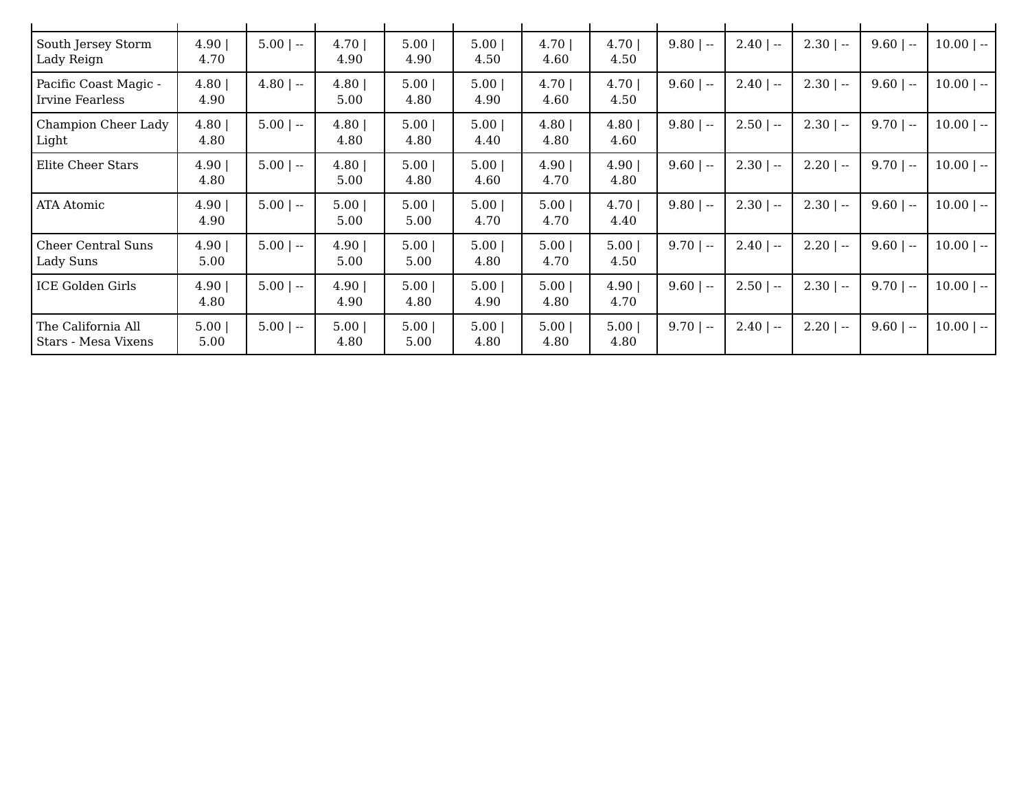| | | | | | | | | | | | | |
|---|---|---|---|---|---|---|---|---|---|---|---|---|
| South Jersey Storm Lady Reign | 4.90 \| 4.70 | 5.00 \| -- | 4.70 \| 4.90 | 5.00 \| 4.90 | 5.00 \| 4.50 | 4.70 \| 4.60 | 4.70 \| 4.50 | 9.80 \| -- | 2.40 \| -- | 2.30 \| -- | 9.60 \| -- | 10.00 \| -- |
| Pacific Coast Magic - Irvine Fearless | 4.80 \| 4.90 | 4.80 \| -- | 4.80 \| 5.00 | 5.00 \| 4.80 | 5.00 \| 4.90 | 4.70 \| 4.60 | 4.70 \| 4.50 | 9.60 \| -- | 2.40 \| -- | 2.30 \| -- | 9.60 \| -- | 10.00 \| -- |
| Champion Cheer Lady Light | 4.80 \| 4.80 | 5.00 \| -- | 4.80 \| 4.80 | 5.00 \| 4.80 | 5.00 \| 4.40 | 4.80 \| 4.80 | 4.80 \| 4.60 | 9.80 \| -- | 2.50 \| -- | 2.30 \| -- | 9.70 \| -- | 10.00 \| -- |
| Elite Cheer Stars | 4.90 \| 4.80 | 5.00 \| -- | 4.80 \| 5.00 | 5.00 \| 4.80 | 5.00 \| 4.60 | 4.90 \| 4.70 | 4.90 \| 4.80 | 9.60 \| -- | 2.30 \| -- | 2.20 \| -- | 9.70 \| -- | 10.00 \| -- |
| ATA Atomic | 4.90 \| 4.90 | 5.00 \| -- | 5.00 \| 5.00 | 5.00 \| 5.00 | 5.00 \| 4.70 | 5.00 \| 4.70 | 4.70 \| 4.40 | 9.80 \| -- | 2.30 \| -- | 2.30 \| -- | 9.60 \| -- | 10.00 \| -- |
| Cheer Central Suns Lady Suns | 4.90 \| 5.00 | 5.00 \| -- | 4.90 \| 5.00 | 5.00 \| 5.00 | 5.00 \| 4.80 | 5.00 \| 4.70 | 5.00 \| 4.50 | 9.70 \| -- | 2.40 \| -- | 2.20 \| -- | 9.60 \| -- | 10.00 \| -- |
| ICE Golden Girls | 4.90 \| 4.80 | 5.00 \| -- | 4.90 \| 4.90 | 5.00 \| 4.80 | 5.00 \| 4.90 | 5.00 \| 4.80 | 4.90 \| 4.70 | 9.60 \| -- | 2.50 \| -- | 2.30 \| -- | 9.70 \| -- | 10.00 \| -- |
| The California All Stars - Mesa Vixens | 5.00 \| 5.00 | 5.00 \| -- | 5.00 \| 4.80 | 5.00 \| 5.00 | 5.00 \| 4.80 | 5.00 \| 4.80 | 5.00 \| 4.80 | 9.70 \| -- | 2.40 \| -- | 2.20 \| -- | 9.60 \| -- | 10.00 \| -- |